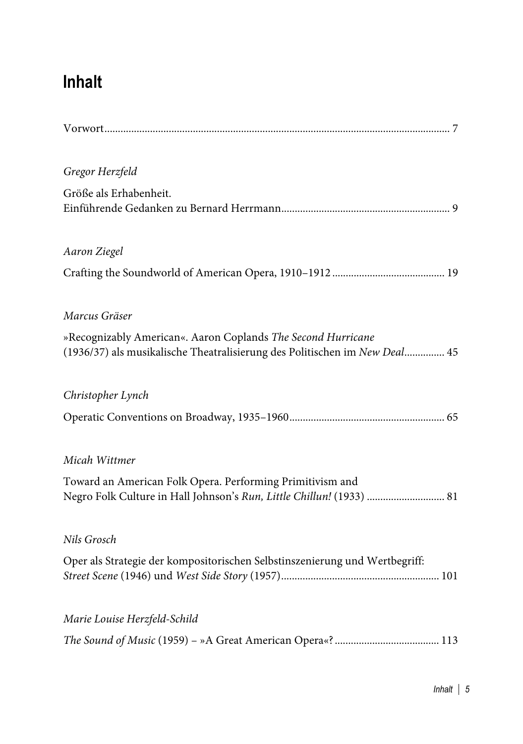# Inhalt

Vorwort ........................................................................................................................ 7

*Gregor Herzfeld*

Größe als Erhabenheit.
Einführende Gedanken zu Bernard Herrmann ............................................................. 9

*Aaron Ziegel*

Crafting the Soundworld of American Opera, 1910–1912 ......................................... 19

*Marcus Gräser*

»Recognizably American«. Aaron Coplands *The Second Hurricane* (1936/37) als musikalische Theatralisierung des Politischen im *New Deal* .............. 45

*Christopher Lynch*

Operatic Conventions on Broadway, 1935–1960 ......................................................... 65

*Micah Wittmer*

Toward an American Folk Opera. Performing Primitivism and Negro Folk Culture in Hall Johnson's *Run, Little Chillun!* (1933) ............................ 81

*Nils Grosch*

Oper als Strategie der kompositorischen Selbstinszenierung und Wertbegriff: *Street Scene* (1946) und *West Side Story* (1957) .......................................................... 101

*Marie Louise Herzfeld-Schild*

*The Sound of Music* (1959) – »A Great American Opera«? ...................................... 113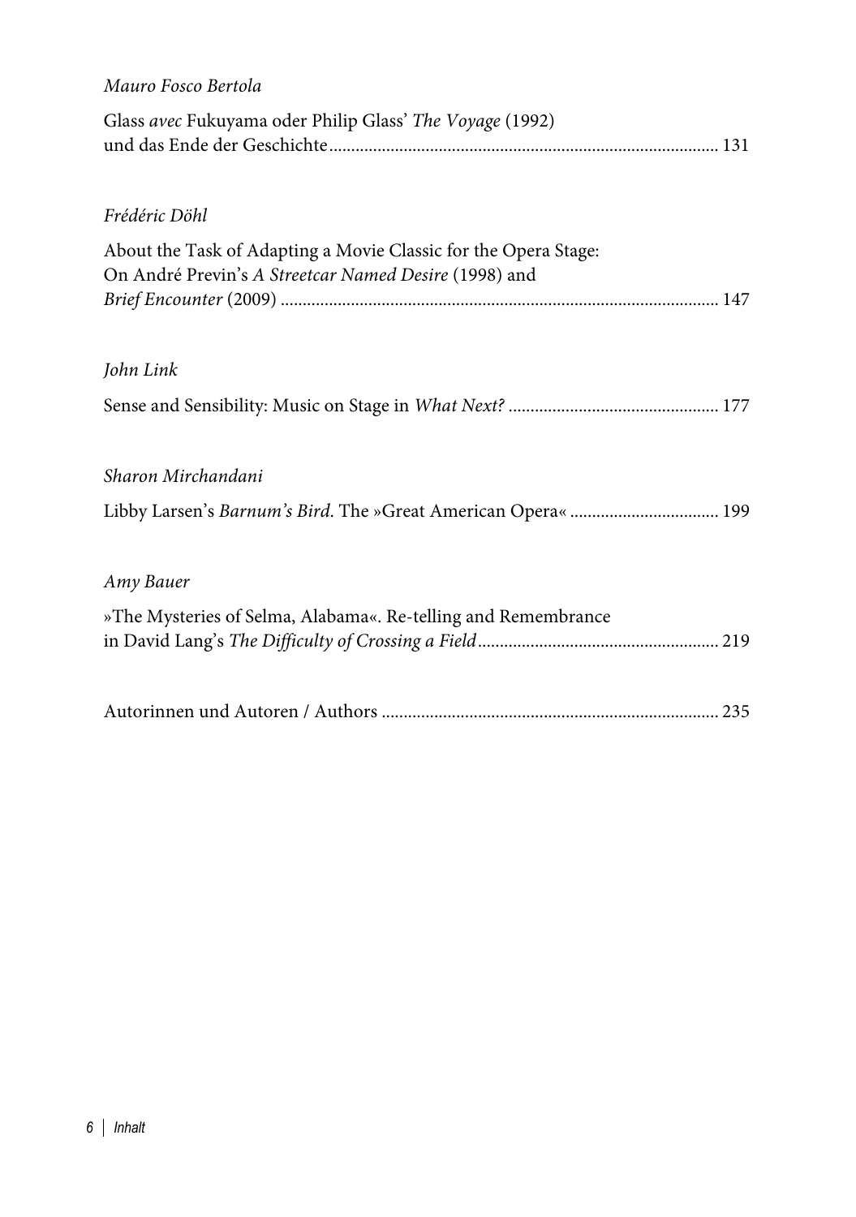*Mauro Fosco Bertola*

Glass *avec* Fukuyama oder Philip Glass' *The Voyage* (1992) und das Ende der Geschichte ........................................................................................ 131

*Frédéric Döhl*

About the Task of Adapting a Movie Classic for the Opera Stage: On André Previn's *A Streetcar Named Desire* (1998) and *Brief Encounter* (2009) ........................................................................................ 147

*John Link*

Sense and Sensibility: Music on Stage in *What Next?* ............................................... 177

*Sharon Mirchandani*

Libby Larsen's *Barnum's Bird*. The »Great American Opera« ................................. 199

*Amy Bauer*

»The Mysteries of Selma, Alabama«. Re-telling and Remembrance in David Lang's *The Difficulty of Crossing a Field* ...................................................... 219

Autorinnen und Autoren / Authors ............................................................................ 235